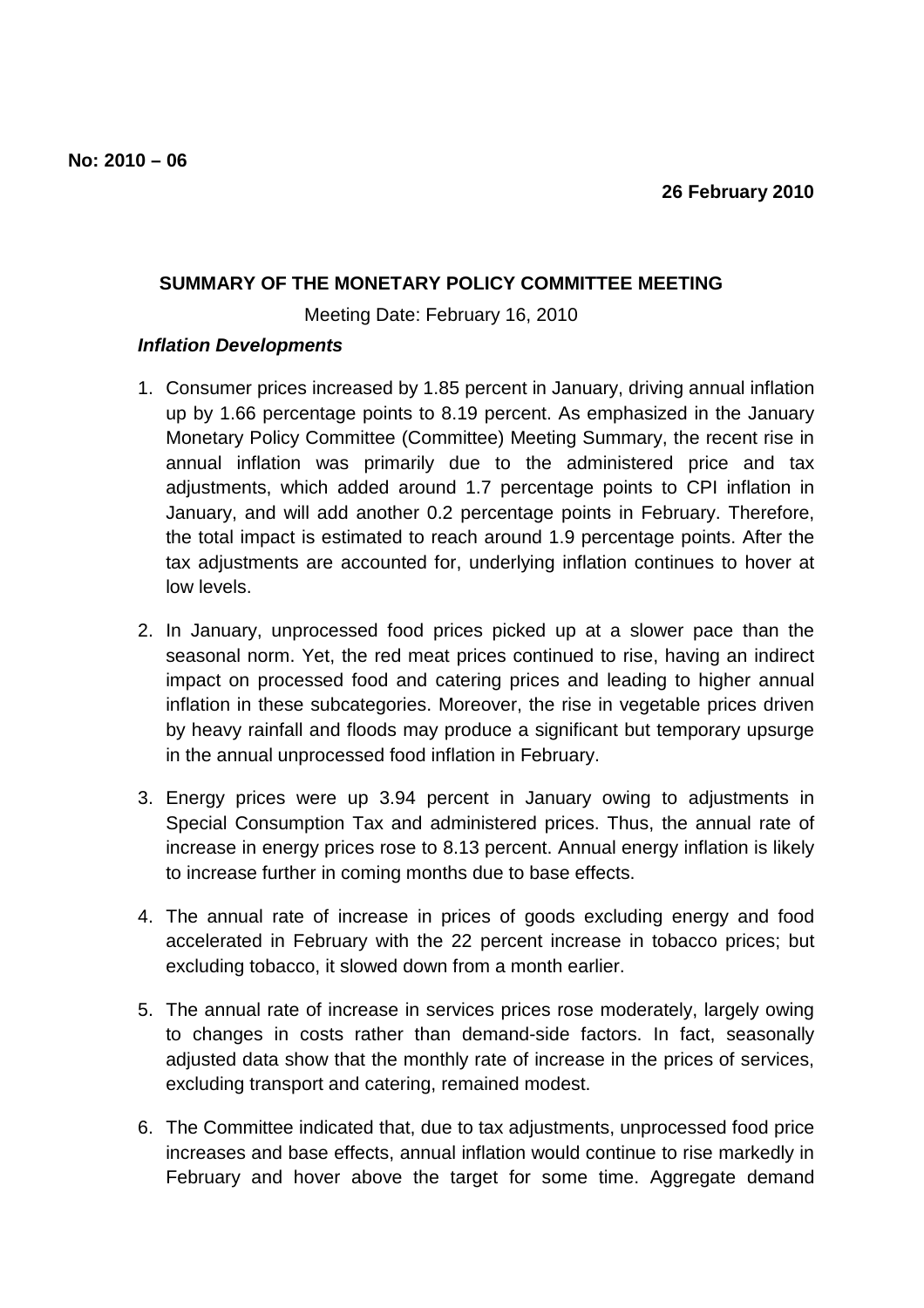**No: 2010 – 06**

**26 February 2010**

## SUMMARY OF THE MONETARY POLICY COMMITTEE MEETING

Meeting Date: February 16, 2010

### *Inflation Developments*

1. Consumer prices increased by 1.85 percent in January, driving annual inflation up by 1.66 percentage points to 8.19 percent. As emphasized in the January Monetary Policy Committee (Committee) Meeting Summary, the recent rise in annual inflation was primarily due to the administered price and tax adjustments, which added around 1.7 percentage points to CPI inflation in January, and will add another 0.2 percentage points in February. Therefore, the total impact is estimated to reach around 1.9 percentage points. After the tax adjustments are accounted for, underlying inflation continues to hover at low levels.

2. In January, unprocessed food prices picked up at a slower pace than the seasonal norm. Yet, the red meat prices continued to rise, having an indirect impact on processed food and catering prices and leading to higher annual inflation in these subcategories. Moreover, the rise in vegetable prices driven by heavy rainfall and floods may produce a significant but temporary upsurge in the annual unprocessed food inflation in February.

3. Energy prices were up 3.94 percent in January owing to adjustments in Special Consumption Tax and administered prices. Thus, the annual rate of increase in energy prices rose to 8.13 percent. Annual energy inflation is likely to increase further in coming months due to base effects.

4. The annual rate of increase in prices of goods excluding energy and food accelerated in February with the 22 percent increase in tobacco prices; but excluding tobacco, it slowed down from a month earlier.

5. The annual rate of increase in services prices rose moderately, largely owing to changes in costs rather than demand-side factors. In fact, seasonally adjusted data show that the monthly rate of increase in the prices of services, excluding transport and catering, remained modest.

6. The Committee indicated that, due to tax adjustments, unprocessed food price increases and base effects, annual inflation would continue to rise markedly in February and hover above the target for some time. Aggregate demand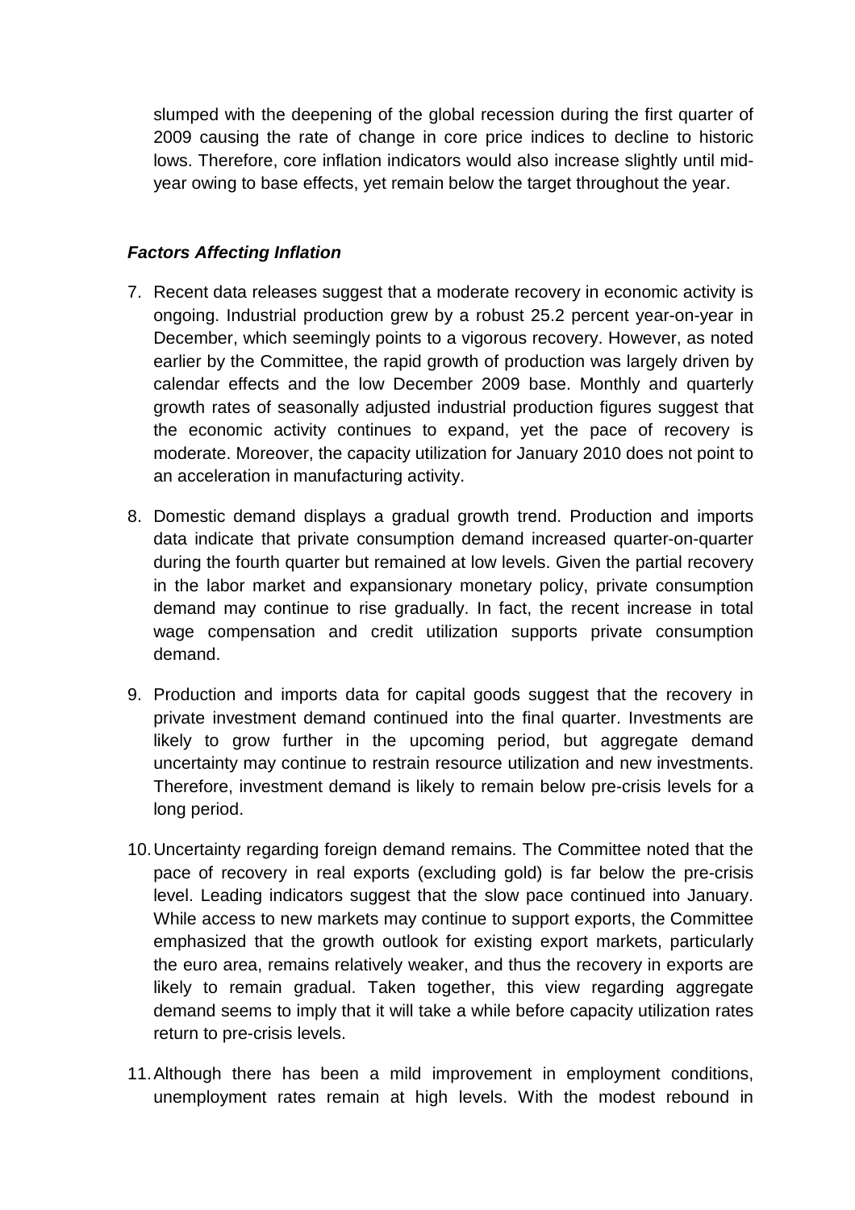slumped with the deepening of the global recession during the first quarter of 2009 causing the rate of change in core price indices to decline to historic lows. Therefore, core inflation indicators would also increase slightly until mid-year owing to base effects, yet remain below the target throughout the year.

***Factors Affecting Inflation***

7. Recent data releases suggest that a moderate recovery in economic activity is ongoing. Industrial production grew by a robust 25.2 percent year-on-year in December, which seemingly points to a vigorous recovery. However, as noted earlier by the Committee, the rapid growth of production was largely driven by calendar effects and the low December 2009 base. Monthly and quarterly growth rates of seasonally adjusted industrial production figures suggest that the economic activity continues to expand, yet the pace of recovery is moderate. Moreover, the capacity utilization for January 2010 does not point to an acceleration in manufacturing activity.

8. Domestic demand displays a gradual growth trend. Production and imports data indicate that private consumption demand increased quarter-on-quarter during the fourth quarter but remained at low levels. Given the partial recovery in the labor market and expansionary monetary policy, private consumption demand may continue to rise gradually. In fact, the recent increase in total wage compensation and credit utilization supports private consumption demand.

9. Production and imports data for capital goods suggest that the recovery in private investment demand continued into the final quarter. Investments are likely to grow further in the upcoming period, but aggregate demand uncertainty may continue to restrain resource utilization and new investments. Therefore, investment demand is likely to remain below pre-crisis levels for a long period.

10. Uncertainty regarding foreign demand remains. The Committee noted that the pace of recovery in real exports (excluding gold) is far below the pre-crisis level. Leading indicators suggest that the slow pace continued into January. While access to new markets may continue to support exports, the Committee emphasized that the growth outlook for existing export markets, particularly the euro area, remains relatively weaker, and thus the recovery in exports are likely to remain gradual. Taken together, this view regarding aggregate demand seems to imply that it will take a while before capacity utilization rates return to pre-crisis levels.

11. Although there has been a mild improvement in employment conditions, unemployment rates remain at high levels. With the modest rebound in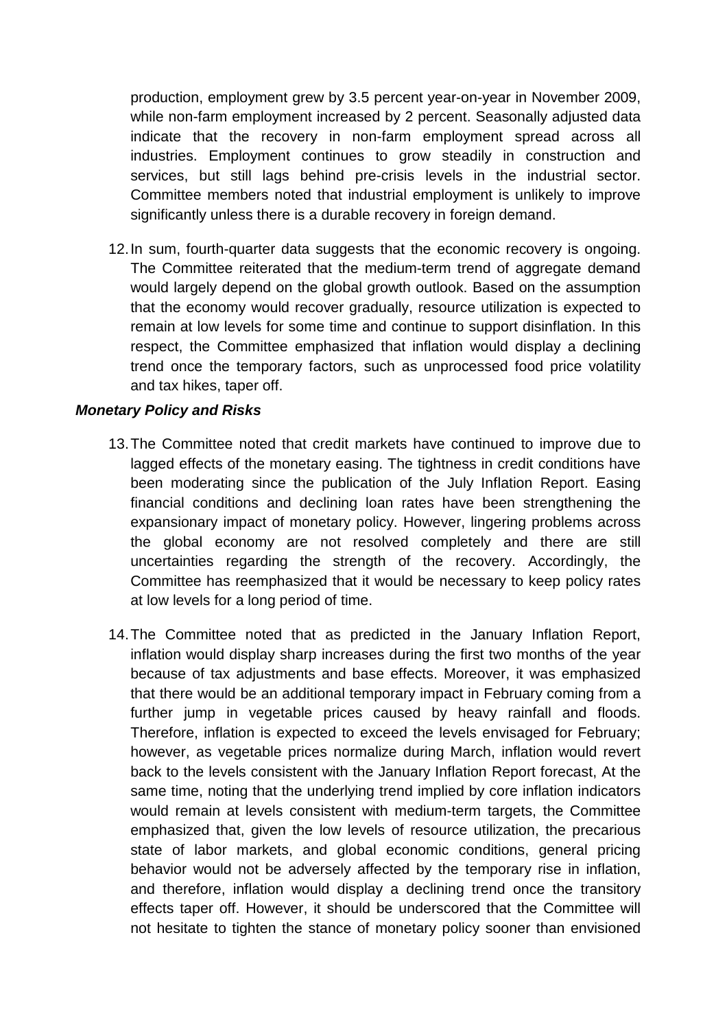production, employment grew by 3.5 percent year-on-year in November 2009, while non-farm employment increased by 2 percent. Seasonally adjusted data indicate that the recovery in non-farm employment spread across all industries. Employment continues to grow steadily in construction and services, but still lags behind pre-crisis levels in the industrial sector. Committee members noted that industrial employment is unlikely to improve significantly unless there is a durable recovery in foreign demand.

12. In sum, fourth-quarter data suggests that the economic recovery is ongoing. The Committee reiterated that the medium-term trend of aggregate demand would largely depend on the global growth outlook. Based on the assumption that the economy would recover gradually, resource utilization is expected to remain at low levels for some time and continue to support disinflation. In this respect, the Committee emphasized that inflation would display a declining trend once the temporary factors, such as unprocessed food price volatility and tax hikes, taper off.

***Monetary Policy and Risks***

13. The Committee noted that credit markets have continued to improve due to lagged effects of the monetary easing. The tightness in credit conditions have been moderating since the publication of the July Inflation Report. Easing financial conditions and declining loan rates have been strengthening the expansionary impact of monetary policy. However, lingering problems across the global economy are not resolved completely and there are still uncertainties regarding the strength of the recovery. Accordingly, the Committee has reemphasized that it would be necessary to keep policy rates at low levels for a long period of time.

14. The Committee noted that as predicted in the January Inflation Report, inflation would display sharp increases during the first two months of the year because of tax adjustments and base effects. Moreover, it was emphasized that there would be an additional temporary impact in February coming from a further jump in vegetable prices caused by heavy rainfall and floods. Therefore, inflation is expected to exceed the levels envisaged for February; however, as vegetable prices normalize during March, inflation would revert back to the levels consistent with the January Inflation Report forecast, At the same time, noting that the underlying trend implied by core inflation indicators would remain at levels consistent with medium-term targets, the Committee emphasized that, given the low levels of resource utilization, the precarious state of labor markets, and global economic conditions, general pricing behavior would not be adversely affected by the temporary rise in inflation, and therefore, inflation would display a declining trend once the transitory effects taper off. However, it should be underscored that the Committee will not hesitate to tighten the stance of monetary policy sooner than envisioned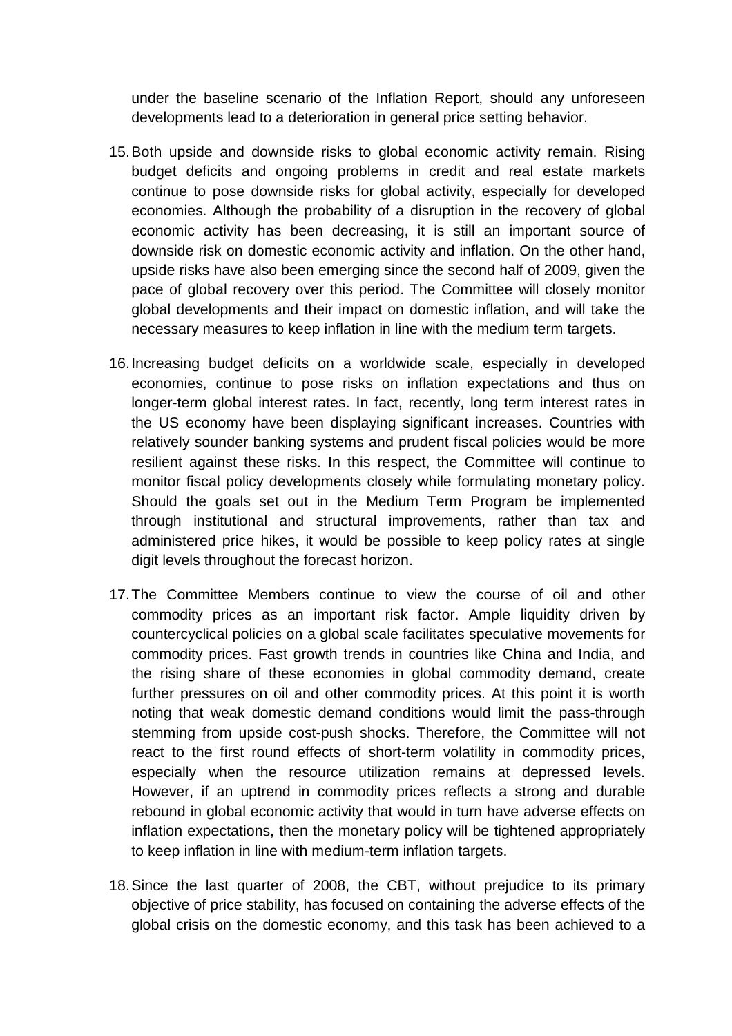under the baseline scenario of the Inflation Report, should any unforeseen developments lead to a deterioration in general price setting behavior.

15. Both upside and downside risks to global economic activity remain. Rising budget deficits and ongoing problems in credit and real estate markets continue to pose downside risks for global activity, especially for developed economies. Although the probability of a disruption in the recovery of global economic activity has been decreasing, it is still an important source of downside risk on domestic economic activity and inflation. On the other hand, upside risks have also been emerging since the second half of 2009, given the pace of global recovery over this period. The Committee will closely monitor global developments and their impact on domestic inflation, and will take the necessary measures to keep inflation in line with the medium term targets.

16. Increasing budget deficits on a worldwide scale, especially in developed economies, continue to pose risks on inflation expectations and thus on longer-term global interest rates. In fact, recently, long term interest rates in the US economy have been displaying significant increases. Countries with relatively sounder banking systems and prudent fiscal policies would be more resilient against these risks. In this respect, the Committee will continue to monitor fiscal policy developments closely while formulating monetary policy. Should the goals set out in the Medium Term Program be implemented through institutional and structural improvements, rather than tax and administered price hikes, it would be possible to keep policy rates at single digit levels throughout the forecast horizon.

17. The Committee Members continue to view the course of oil and other commodity prices as an important risk factor. Ample liquidity driven by countercyclical policies on a global scale facilitates speculative movements for commodity prices. Fast growth trends in countries like China and India, and the rising share of these economies in global commodity demand, create further pressures on oil and other commodity prices. At this point it is worth noting that weak domestic demand conditions would limit the pass-through stemming from upside cost-push shocks. Therefore, the Committee will not react to the first round effects of short-term volatility in commodity prices, especially when the resource utilization remains at depressed levels. However, if an uptrend in commodity prices reflects a strong and durable rebound in global economic activity that would in turn have adverse effects on inflation expectations, then the monetary policy will be tightened appropriately to keep inflation in line with medium-term inflation targets.

18. Since the last quarter of 2008, the CBT, without prejudice to its primary objective of price stability, has focused on containing the adverse effects of the global crisis on the domestic economy, and this task has been achieved to a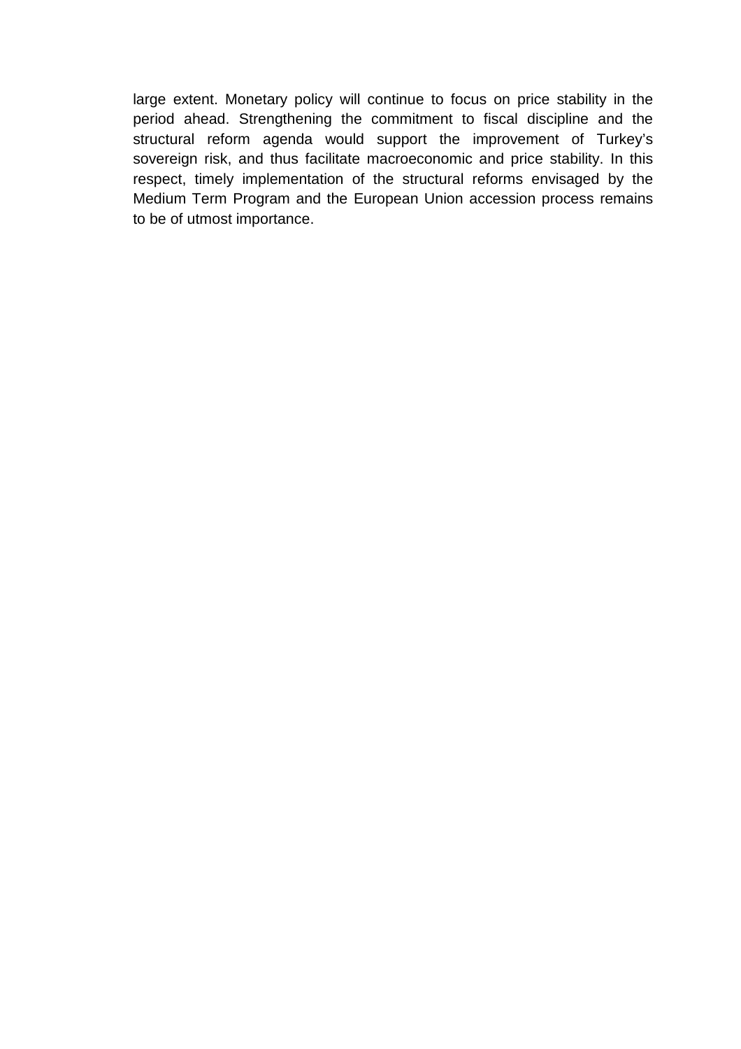large extent. Monetary policy will continue to focus on price stability in the period ahead. Strengthening the commitment to fiscal discipline and the structural reform agenda would support the improvement of Turkey's sovereign risk, and thus facilitate macroeconomic and price stability. In this respect, timely implementation of the structural reforms envisaged by the Medium Term Program and the European Union accession process remains to be of utmost importance.